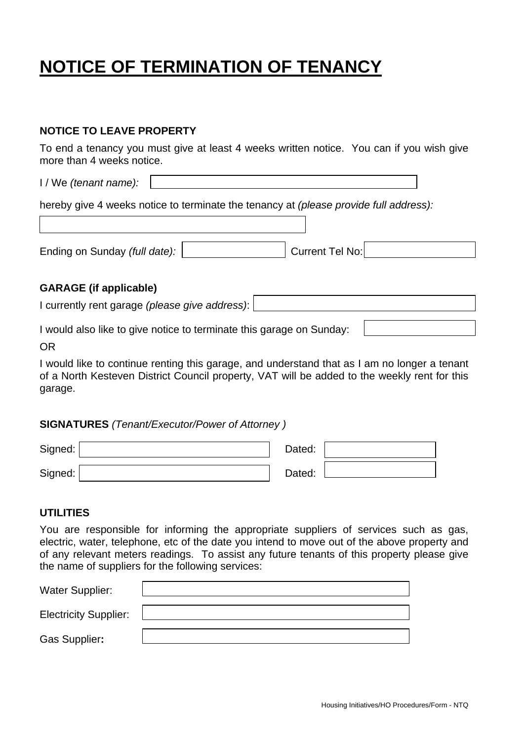# NOTICE OF TERMINATION OF TENANCY

**NOTICE TO LEAVE PROPERTY**

To end a tenancy you must give at least 4 weeks written notice. You can if you wish give more than 4 weeks notice.

I / We *(tenant name):* ____________________

hereby give 4 weeks notice to terminate the tenancy at *(please provide full address):*

____________________

Ending on Sunday *(full date):* ____________ Current Tel No: ____________

**GARAGE (if applicable)**

I currently rent garage *(please give address)*: ____________________

I would also like to give notice to terminate this garage on Sunday: ____________

OR

I would like to continue renting this garage, and understand that as I am no longer a tenant of a North Kesteven District Council property, VAT will be added to the weekly rent for this garage.

**SIGNATURES** *(Tenant/Executor/Power of Attorney )*

Signed: ____________________ Dated: ____________

Signed: ____________________ Dated: ____________

**UTILITIES**

You are responsible for informing the appropriate suppliers of services such as gas, electric, water, telephone, etc of the date you intend to move out of the above property and of any relevant meters readings. To assist any future tenants of this property please give the name of suppliers for the following services:

Water Supplier: ____________________

Electricity Supplier: ____________________

Gas Supplier**:** ____________________

Housing Initiatives/HO Procedures/Form - NTQ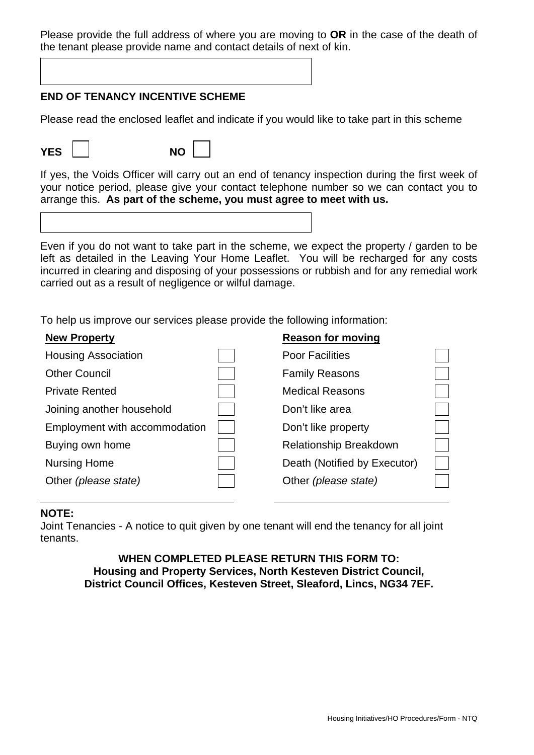Please provide the full address of where you are moving to **OR** in the case of the death of the tenant please provide name and contact details of next of kin.

**END OF TENANCY INCENTIVE SCHEME**

Please read the enclosed leaflet and indicate if you would like to take part in this scheme

**YES** ☐ **NO** ☐

If yes, the Voids Officer will carry out an end of tenancy inspection during the first week of your notice period, please give your contact telephone number so we can contact you to arrange this. **As part of the scheme, you must agree to meet with us.**

Even if you do not want to take part in the scheme, we expect the property / garden to be left as detailed in the Leaving Your Home Leaflet. You will be recharged for any costs incurred in clearing and disposing of your possessions or rubbish and for any remedial work carried out as a result of negligence or wilful damage.

To help us improve our services please provide the following information:

| **New Property** | | **Reason for moving** | |
|---|---|---|---|
| Housing Association | ☐ | Poor Facilities | ☐ |
| Other Council | ☐ | Family Reasons | ☐ |
| Private Rented | ☐ | Medical Reasons | ☐ |
| Joining another household | ☐ | Don't like area | ☐ |
| Employment with accommodation | ☐ | Don't like property | ☐ |
| Buying own home | ☐ | Relationship Breakdown | ☐ |
| Nursing Home | ☐ | Death (Notified by Executor) | ☐ |
| Other *(please state)* | ☐ | Other *(please state)* | ☐ |

**NOTE:**
Joint Tenancies - A notice to quit given by one tenant will end the tenancy for all joint tenants.

**WHEN COMPLETED PLEASE RETURN THIS FORM TO:**
**Housing and Property Services, North Kesteven District Council,**
**District Council Offices, Kesteven Street, Sleaford, Lincs, NG34 7EF.**

Housing Initiatives/HO Procedures/Form - NTQ